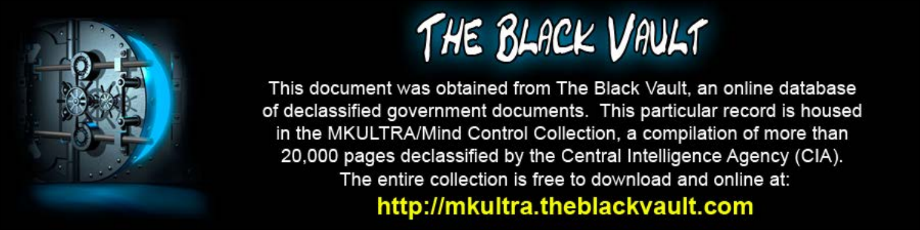# THE BLACK VAULT

This document was obtained from The Black Vault, an online database of declassified government documents. This particular record is housed in the MKULTRA/Mind Control Collection, a compilation of more than 20,000 pages declassified by the Central Intelligence Agency (CIA). The entire collection is free to download and online at:

**http://mkultra.theblackvault.com**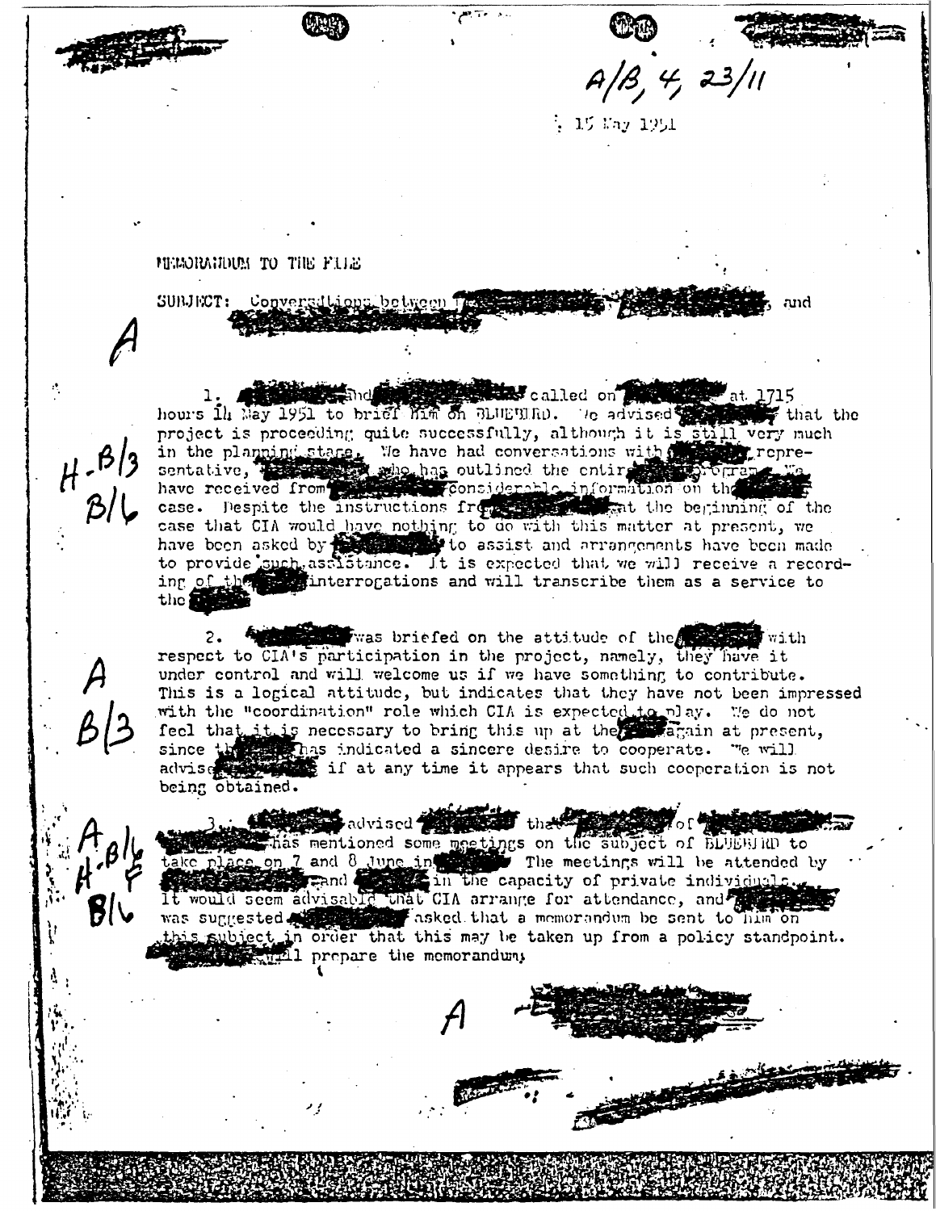A/B, 4, 23/11

15 May 1951

MEMORANDUM TO THE FILE

SUBJECT: Conversations between [redacted], [redacted], and [redacted]

A

1. [redacted] and [redacted] called on [redacted] at 1715 hours 14 May 1951 to brief him on BLUEBIRD. We advised [redacted] that the project is proceeding quite successfully, although it is still very much in the planning stage. We have had conversations with [redacted] representative, [redacted] who has outlined the entire [redacted] program. We have received from [redacted] considerable information on the [redacted] case. Despite the instructions from [redacted] at the beginning of the case that CIA would have nothing to do with this matter at present, we have been asked by [redacted] to assist and arrangements have been made to provide such assistance. It is expected that we will receive a recording of the [redacted] interrogations and will transcribe them as a service to the [redacted].

H-B/3
B/6

2. [redacted] was briefed on the attitude of the [redacted] with respect to CIA's participation in the project, namely, they have it under control and will welcome us if we have something to contribute. This is a logical attitude, but indicates that they have not been impressed with the "coordination" role which CIA is expected to play. We do not feel that it is necessary to bring this up at the [redacted] again at present, since the [redacted] has indicated a sincere desire to cooperate. We will advise [redacted] if at any time it appears that such cooperation is not being obtained.

A
B/3

3. [redacted] advised [redacted] that [redacted] of [redacted] has mentioned some meetings on the subject of BLUEBIRD to take place on 7 and 8 June in [redacted]. The meetings will be attended by [redacted] and [redacted] in the capacity of private individuals. It would seem advisable that CIA arrange for attendance, and [redacted] was suggested. [redacted] asked that a memorandum be sent to him on this subject in order that this may be taken up from a policy standpoint. [redacted] will prepare the memorandum.

A, B/6
H-F
B/6

A [redacted]